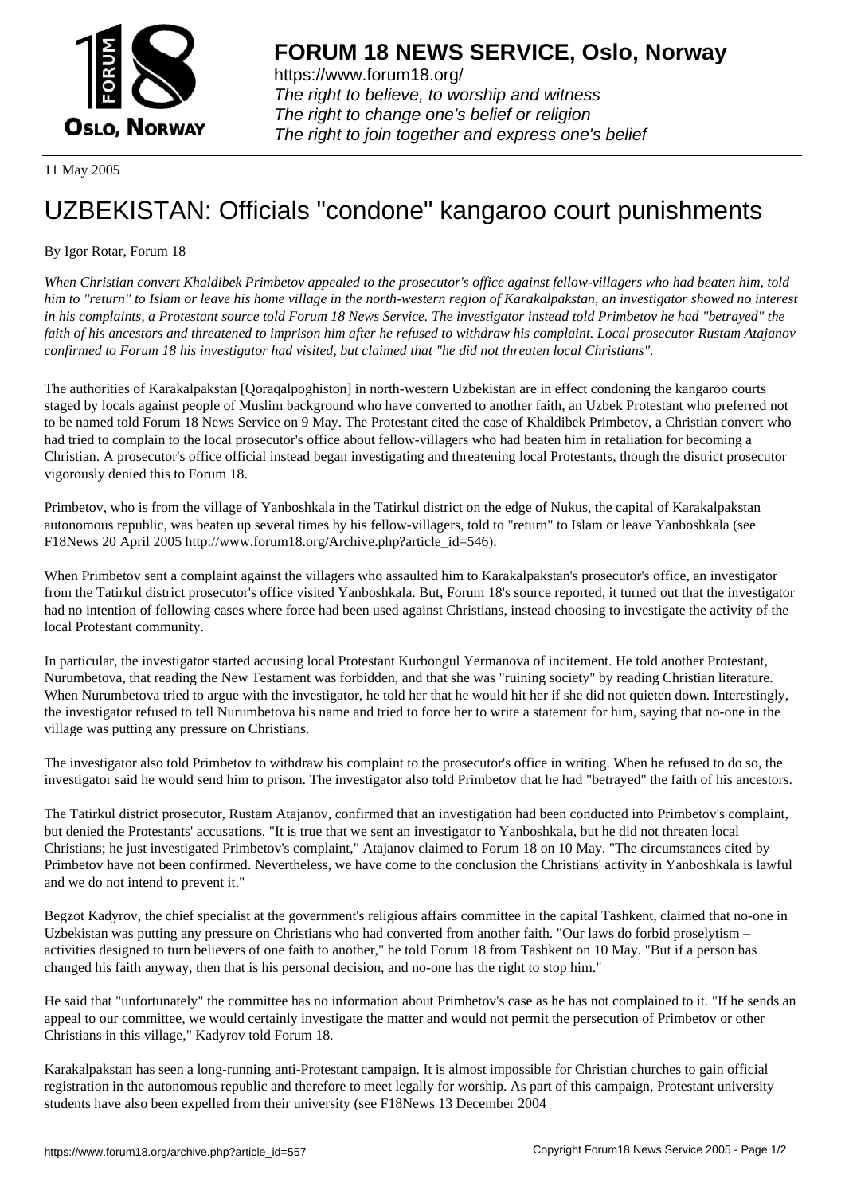# FORUM 18 NEWS SERVICE, Oslo, Norway

https://www.forum18.org/
*The right to believe, to worship and witness*
*The right to change one's belief or religion*
*The right to join together and express one's belief*

11 May 2005

# UZBEKISTAN: Officials "condone" kangaroo court punishments

By Igor Rotar, Forum 18

*When Christian convert Khaldibek Primbetov appealed to the prosecutor's office against fellow-villagers who had beaten him, told him to "return" to Islam or leave his home village in the north-western region of Karakalpakstan, an investigator showed no interest in his complaints, a Protestant source told Forum 18 News Service. The investigator instead told Primbetov he had "betrayed" the faith of his ancestors and threatened to imprison him after he refused to withdraw his complaint. Local prosecutor Rustam Atajanov confirmed to Forum 18 his investigator had visited, but claimed that "he did not threaten local Christians".*

The authorities of Karakalpakstan [Qoraqalpoghiston] in north-western Uzbekistan are in effect condoning the kangaroo courts staged by locals against people of Muslim background who have converted to another faith, an Uzbek Protestant who preferred not to be named told Forum 18 News Service on 9 May. The Protestant cited the case of Khaldibek Primbetov, a Christian convert who had tried to complain to the local prosecutor's office about fellow-villagers who had beaten him in retaliation for becoming a Christian. A prosecutor's office official instead began investigating and threatening local Protestants, though the district prosecutor vigorously denied this to Forum 18.

Primbetov, who is from the village of Yanboshkala in the Tatirkul district on the edge of Nukus, the capital of Karakalpakstan autonomous republic, was beaten up several times by his fellow-villagers, told to "return" to Islam or leave Yanboshkala (see F18News 20 April 2005 http://www.forum18.org/Archive.php?article_id=546).

When Primbetov sent a complaint against the villagers who assaulted him to Karakalpakstan's prosecutor's office, an investigator from the Tatirkul district prosecutor's office visited Yanboshkala. But, Forum 18's source reported, it turned out that the investigator had no intention of following cases where force had been used against Christians, instead choosing to investigate the activity of the local Protestant community.

In particular, the investigator started accusing local Protestant Kurbongul Yermanova of incitement. He told another Protestant, Nurumbetova, that reading the New Testament was forbidden, and that she was "ruining society" by reading Christian literature. When Nurumbetova tried to argue with the investigator, he told her that he would hit her if she did not quieten down. Interestingly, the investigator refused to tell Nurumbetova his name and tried to force her to write a statement for him, saying that no-one in the village was putting any pressure on Christians.

The investigator also told Primbetov to withdraw his complaint to the prosecutor's office in writing. When he refused to do so, the investigator said he would send him to prison. The investigator also told Primbetov that he had "betrayed" the faith of his ancestors.

The Tatirkul district prosecutor, Rustam Atajanov, confirmed that an investigation had been conducted into Primbetov's complaint, but denied the Protestants' accusations. "It is true that we sent an investigator to Yanboshkala, but he did not threaten local Christians; he just investigated Primbetov's complaint," Atajanov claimed to Forum 18 on 10 May. "The circumstances cited by Primbetov have not been confirmed. Nevertheless, we have come to the conclusion the Christians' activity in Yanboshkala is lawful and we do not intend to prevent it."

Begzot Kadyrov, the chief specialist at the government's religious affairs committee in the capital Tashkent, claimed that no-one in Uzbekistan was putting any pressure on Christians who had converted from another faith. "Our laws do forbid proselytism – activities designed to turn believers of one faith to another," he told Forum 18 from Tashkent on 10 May. "But if a person has changed his faith anyway, then that is his personal decision, and no-one has the right to stop him."

He said that "unfortunately" the committee has no information about Primbetov's case as he has not complained to it. "If he sends an appeal to our committee, we would certainly investigate the matter and would not permit the persecution of Primbetov or other Christians in this village," Kadyrov told Forum 18.

Karakalpakstan has seen a long-running anti-Protestant campaign. It is almost impossible for Christian churches to gain official registration in the autonomous republic and therefore to meet legally for worship. As part of this campaign, Protestant university students have also been expelled from their university (see F18News 13 December 2004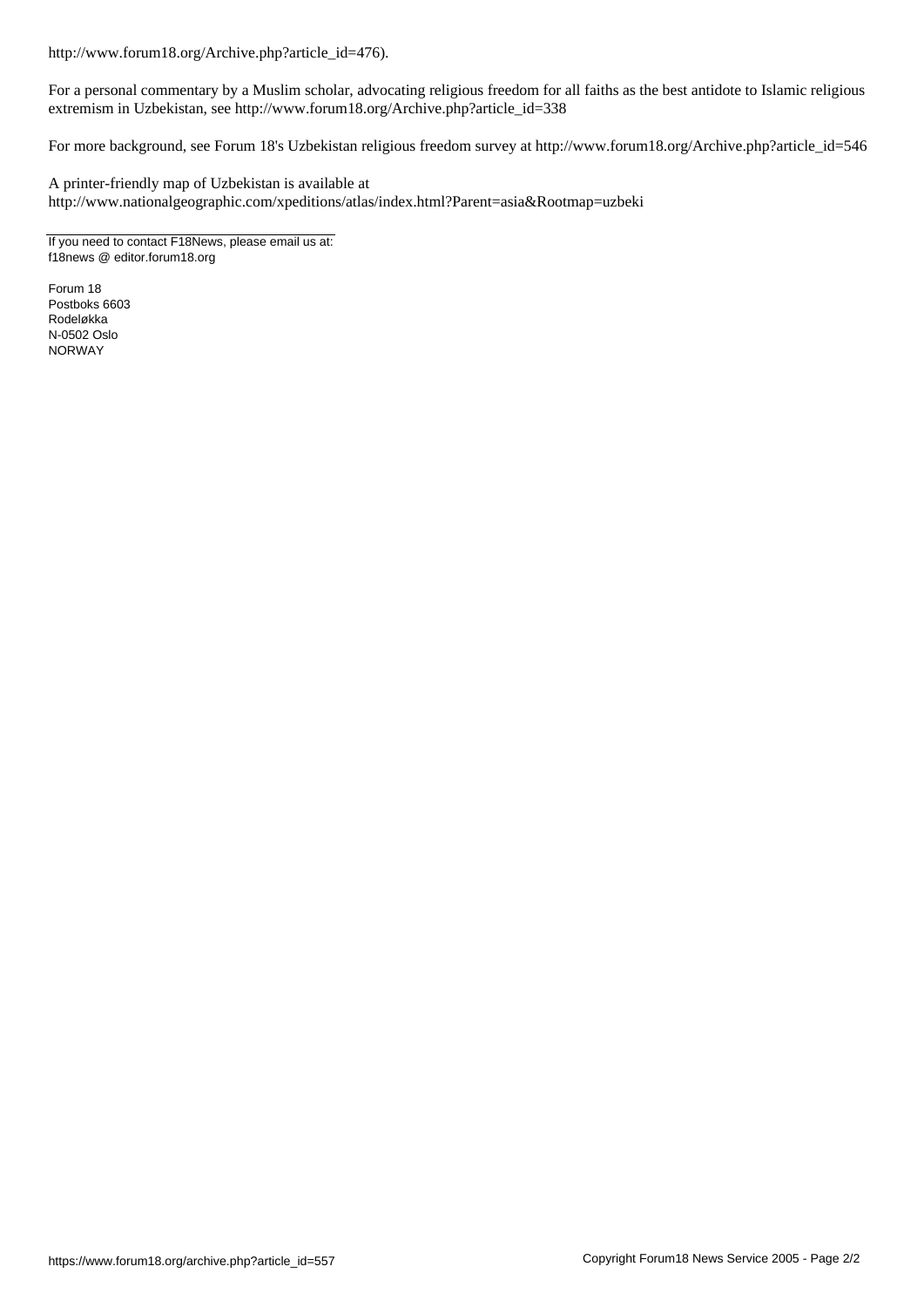http://www.forum18.org/Archive.php?article_id=476).

For a personal commentary by a Muslim scholar, advocating religious freedom for all faiths as the best antidote to Islamic religious extremism in Uzbekistan, see http://www.forum18.org/Archive.php?article_id=338

For more background, see Forum 18's Uzbekistan religious freedom survey at http://www.forum18.org/Archive.php?article_id=546

A printer-friendly map of Uzbekistan is available at
http://www.nationalgeographic.com/xpeditions/atlas/index.html?Parent=asia&Rootmap=uzbeki

If you need to contact F18News, please email us at:
f18news @ editor.forum18.org

Forum 18
Postboks 6603
Rodeløkka
N-0502 Oslo
NORWAY